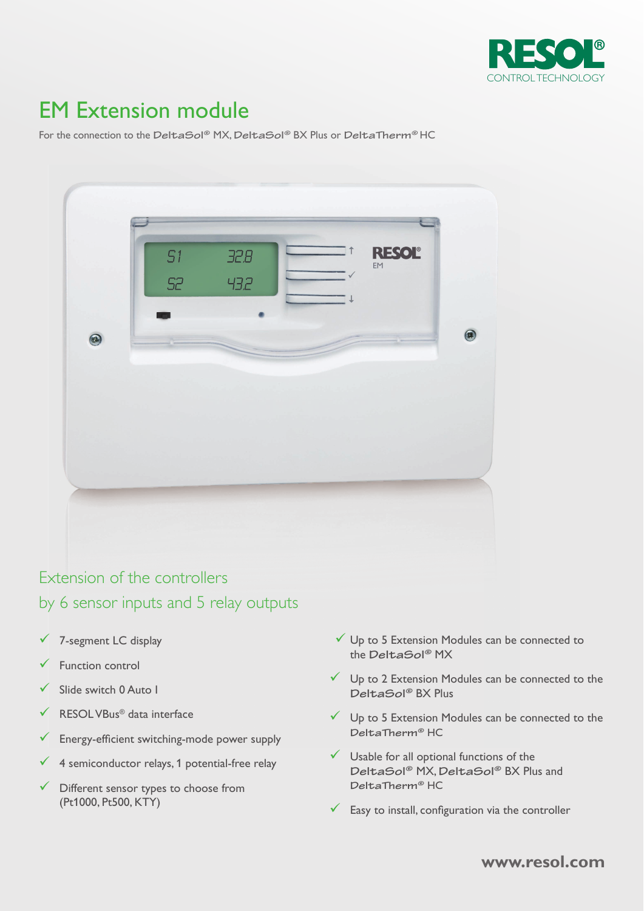RESOL
CONTROL TECHNOLOGY

# EM Extension module

For the connection to the DeltaSol® MX, DeltaSol® BX Plus or DeltaTherm® HC

## Extension of the controllers by 6 sensor inputs and 5 relay outputs

- ✓ 7-segment LC display
- ✓ Function control
- ✓ Slide switch 0 Auto I
- ✓ RESOL VBus® data interface
- ✓ Energy-efficient switching-mode power supply
- ✓ 4 semiconductor relays, 1 potential-free relay
- ✓ Different sensor types to choose from (Pt1000, Pt500, KTY)
- ✓ Up to 5 Extension Modules can be connected to the DeltaSol® MX
- ✓ Up to 2 Extension Modules can be connected to the DeltaSol® BX Plus
- ✓ Up to 5 Extension Modules can be connected to the DeltaTherm® HC
- ✓ Usable for all optional functions of the DeltaSol® MX, DeltaSol® BX Plus and DeltaTherm® HC
- ✓ Easy to install, configuration via the controller

www.resol.com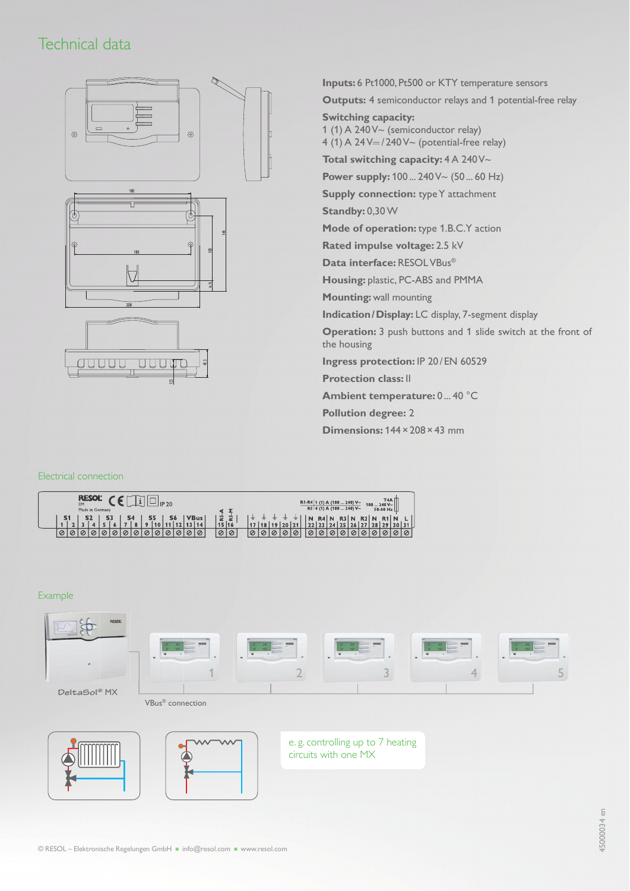# Technical data

**Inputs:** 6 Pt1000, Pt500 or KTY temperature sensors

**Outputs:** 4 semiconductor relays and 1 potential-free relay

**Switching capacity:**
1 (1) A 240 V~ (semiconductor relay)
4 (1) A 24 V⎓ / 240 V~ (potential-free relay)

**Total switching capacity:** 4 A 240 V~

**Power supply:** 100 ... 240 V~ (50 ... 60 Hz)

**Supply connection:** type Y attachment

**Standby:** 0,30 W

**Mode of operation:** type 1.B.C.Y action

**Rated impulse voltage:** 2.5 kV

**Data interface:** RESOL VBus®

**Housing:** plastic, PC-ABS and PMMA

**Mounting:** wall mounting

**Indication / Display:** LC display, 7-segment display

**Operation:** 3 push buttons and 1 slide switch at the front of the housing

**Ingress protection:** IP 20 / EN 60529

**Protection class:** II

**Ambient temperature:** 0 ... 40 °C

**Pollution degree:** 2

**Dimensions:** 144 × 208 × 43 mm

## Electrical connection

RESOL EM Made in Germany IP 20

S1 S2 S3 S4 S5 S6 VBus RS-A RS-M

1 2 3 4 5 6 7 8 9 10 11 12 13 14 15 16 17 18 19 20 21 22 23 24 25 26 27 28 29 30 31

N R4 N R3 N R2 N R1 N L

R1-R4 1 (1) A (100 ... 240) V~
R5 4 (1) A (100 ... 240) V~

100 ... 240 V~ 50-60 Hz T4A

## Example

DeltaSol® MX

1 2 3 4 5

VBus® connection

e. g. controlling up to 7 heating circuits with one MX

© RESOL – Elektronische Regelungen GmbH ■ info@resol.com ■ www.resol.com

45000034 en